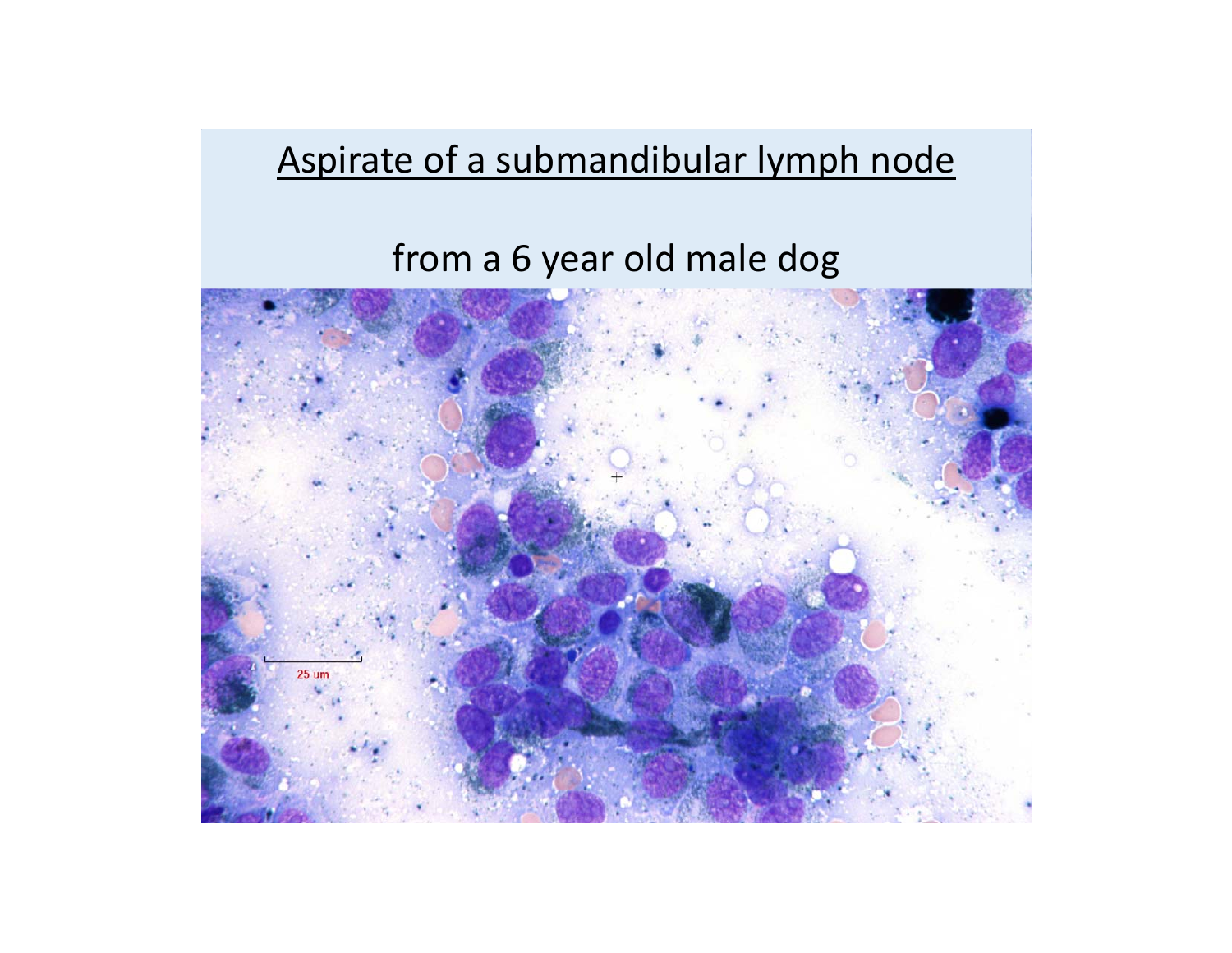# Aspirate of a submandibular lymph node

from a 6 year old male dog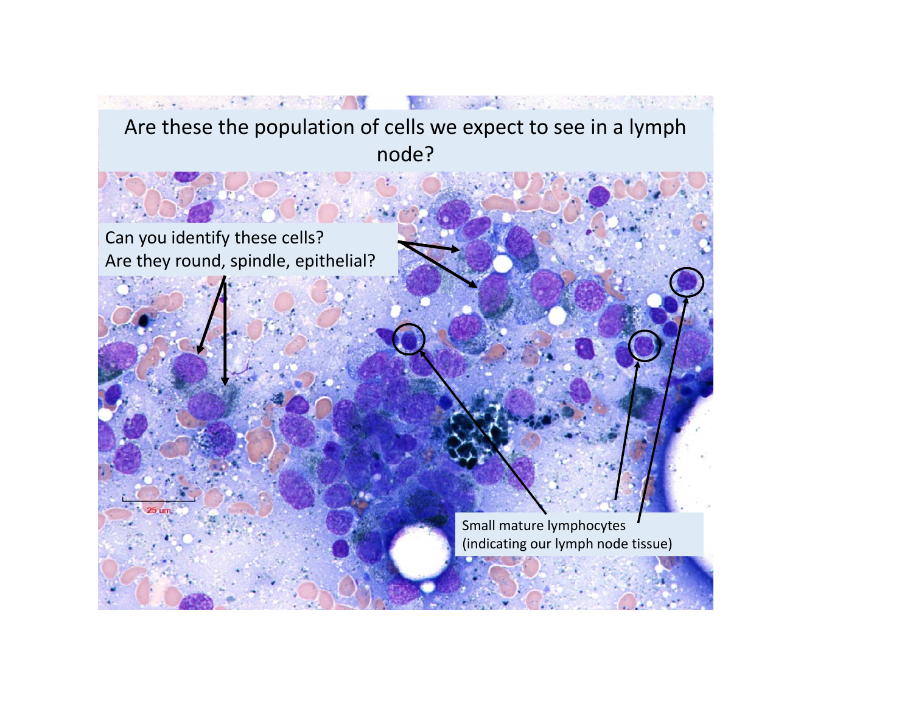Are these the population of cells we expect to see in a lymph node?

Can you identify these cells?
Are they round, spindle, epithelial?

Small mature lymphocytes
(indicating our lymph node tissue)

25 um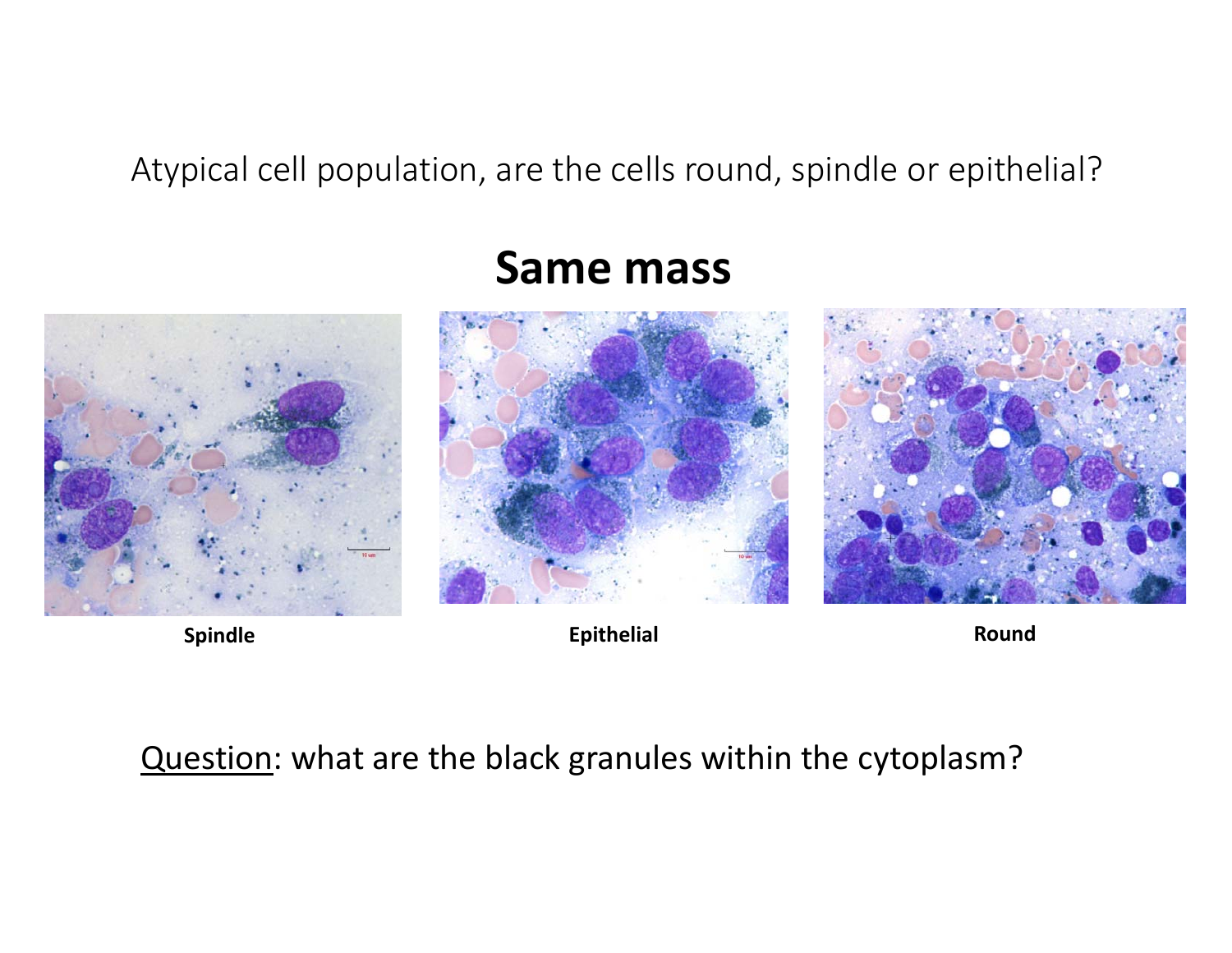Atypical cell population, are the cells round, spindle or epithelial?

## Same mass

**Spindle** | **Epithelial** | **Round**

Question: what are the black granules within the cytoplasm?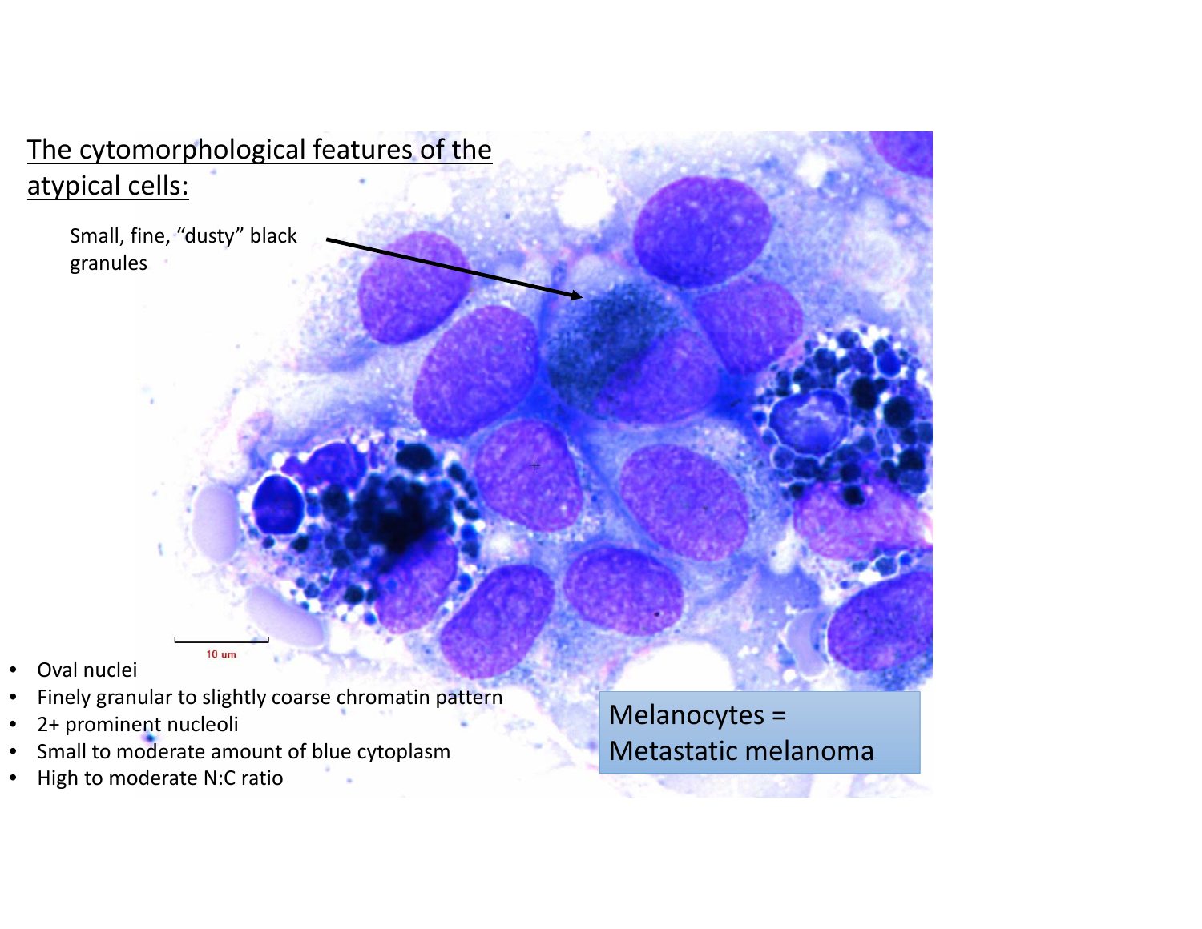## The cytomorphological features of the atypical cells:

Small, fine, "dusty" black granules

10 um

- Oval nuclei
- Finely granular to slightly coarse chromatin pattern
- 2+ prominent nucleoli
- Small to moderate amount of blue cytoplasm
- High to moderate N:C ratio

Melanocytes = Metastatic melanoma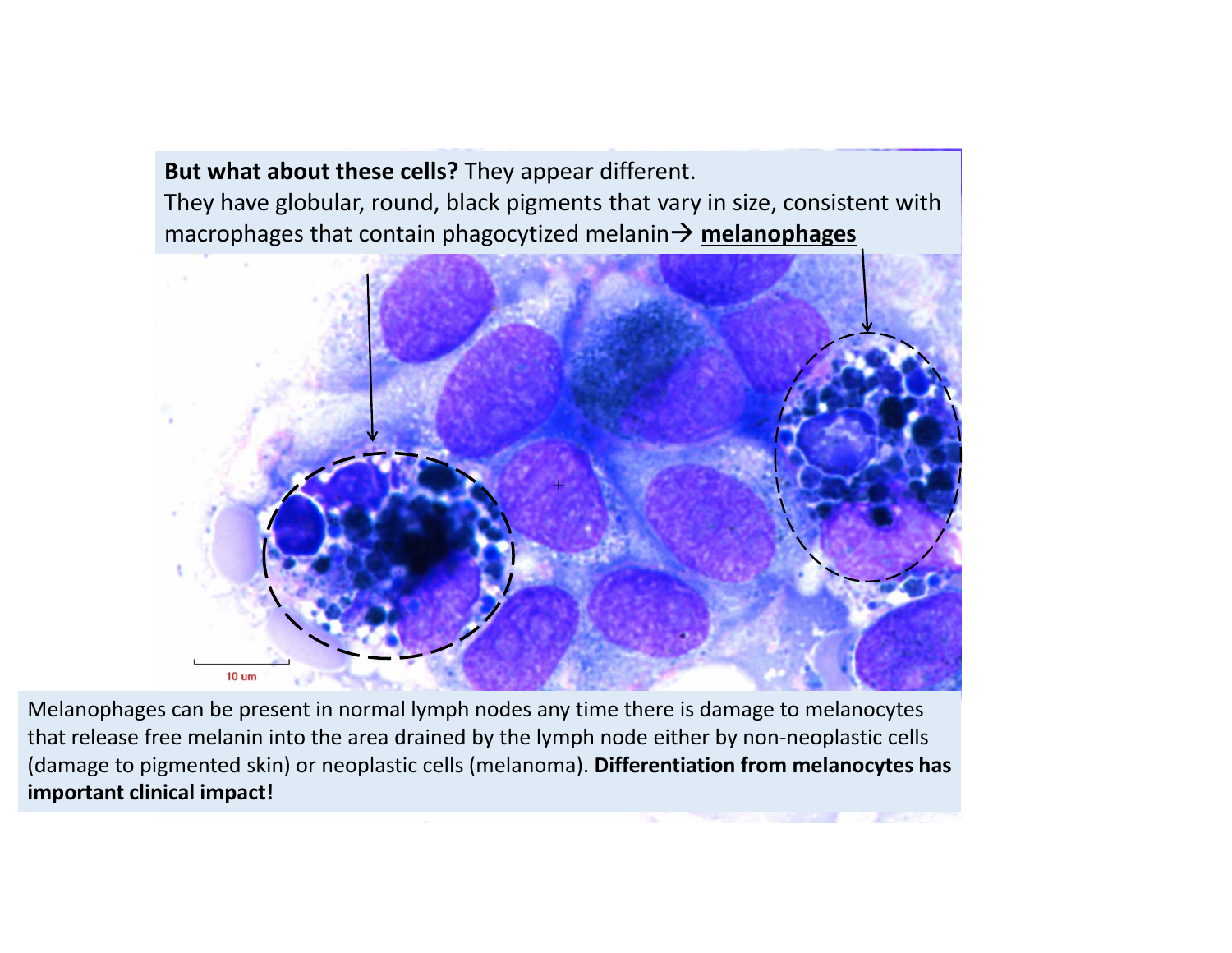**But what about these cells?** They appear different.
They have globular, round, black pigments that vary in size, consistent with macrophages that contain phagocytized melanin→ **melanophages**

10 um

Melanophages can be present in normal lymph nodes any time there is damage to melanocytes that release free melanin into the area drained by the lymph node either by non-neoplastic cells (damage to pigmented skin) or neoplastic cells (melanoma). **Differentiation from melanocytes has important clinical impact!**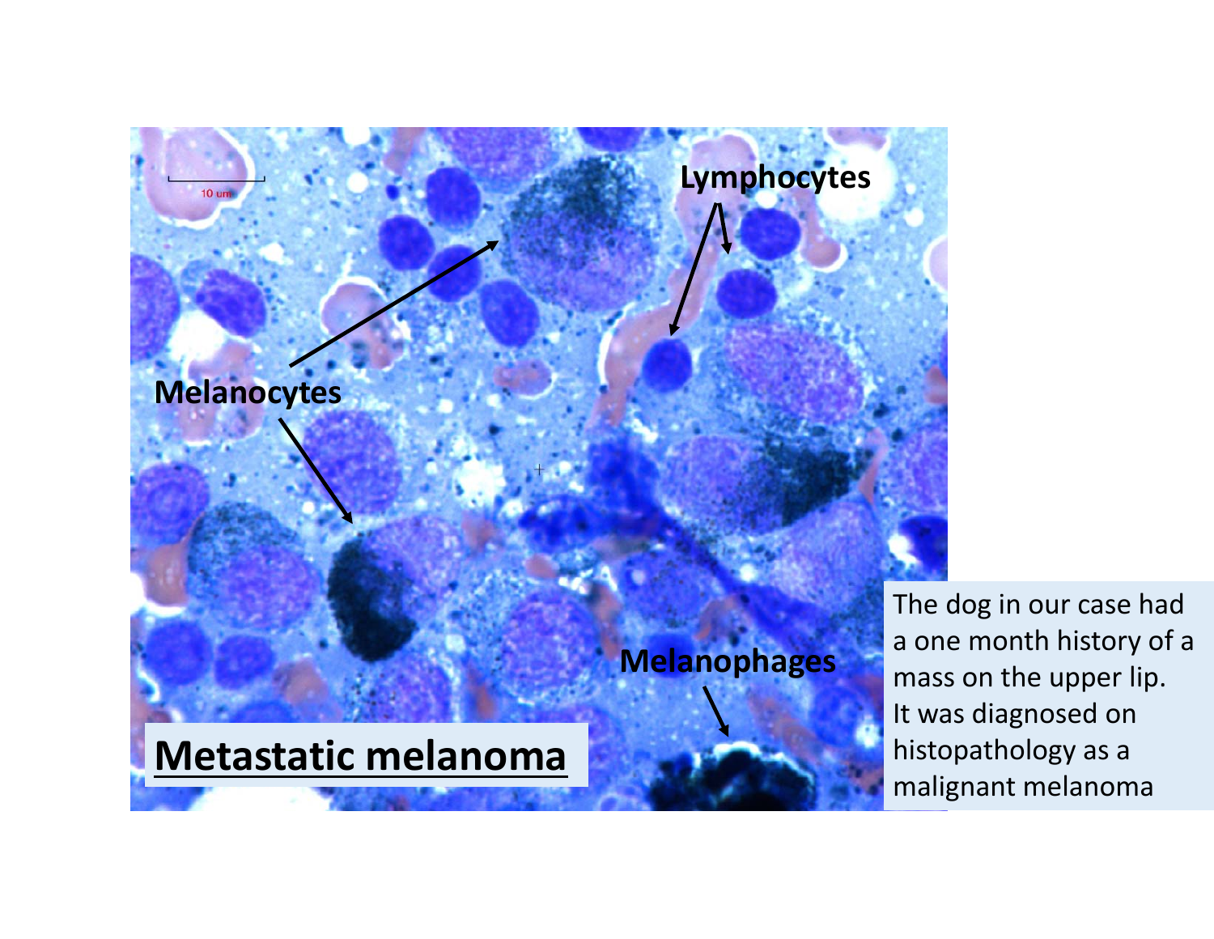# Metastatic melanoma

Melanocytes

Lymphocytes

Melanophages

10 um

The dog in our case had a one month history of a mass on the upper lip. It was diagnosed on histopathology as a malignant melanoma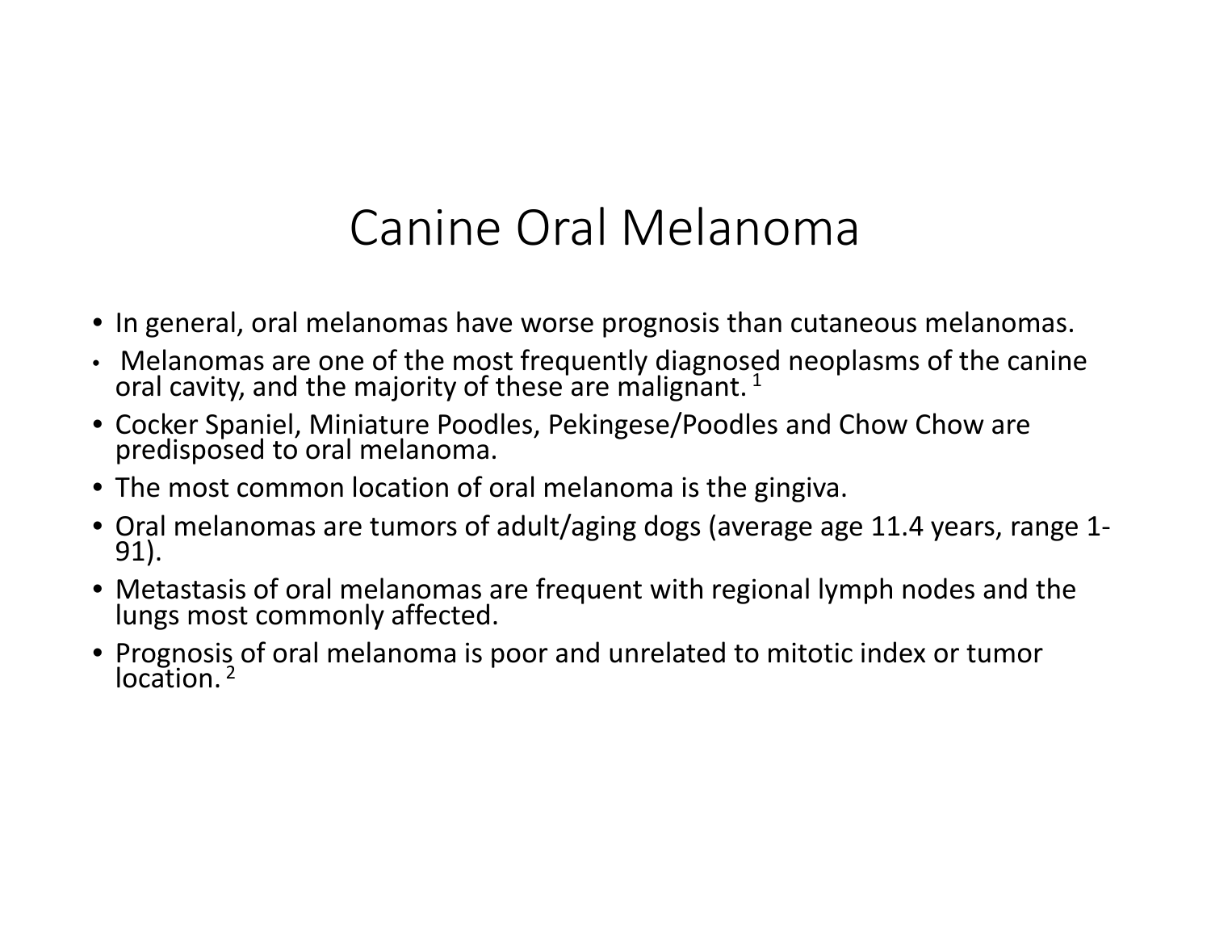# Canine Oral Melanoma

- In general, oral melanomas have worse prognosis than cutaneous melanomas.
- Melanomas are one of the most frequently diagnosed neoplasms of the canine oral cavity, and the majority of these are malignant. [1]
- Cocker Spaniel, Miniature Poodles, Pekingese/Poodles and Chow Chow are predisposed to oral melanoma.
- The most common location of oral melanoma is the gingiva.
- Oral melanomas are tumors of adult/aging dogs (average age 11.4 years, range 1-91).
- Metastasis of oral melanomas are frequent with regional lymph nodes and the lungs most commonly affected.
- Prognosis of oral melanoma is poor and unrelated to mitotic index or tumor location. [2]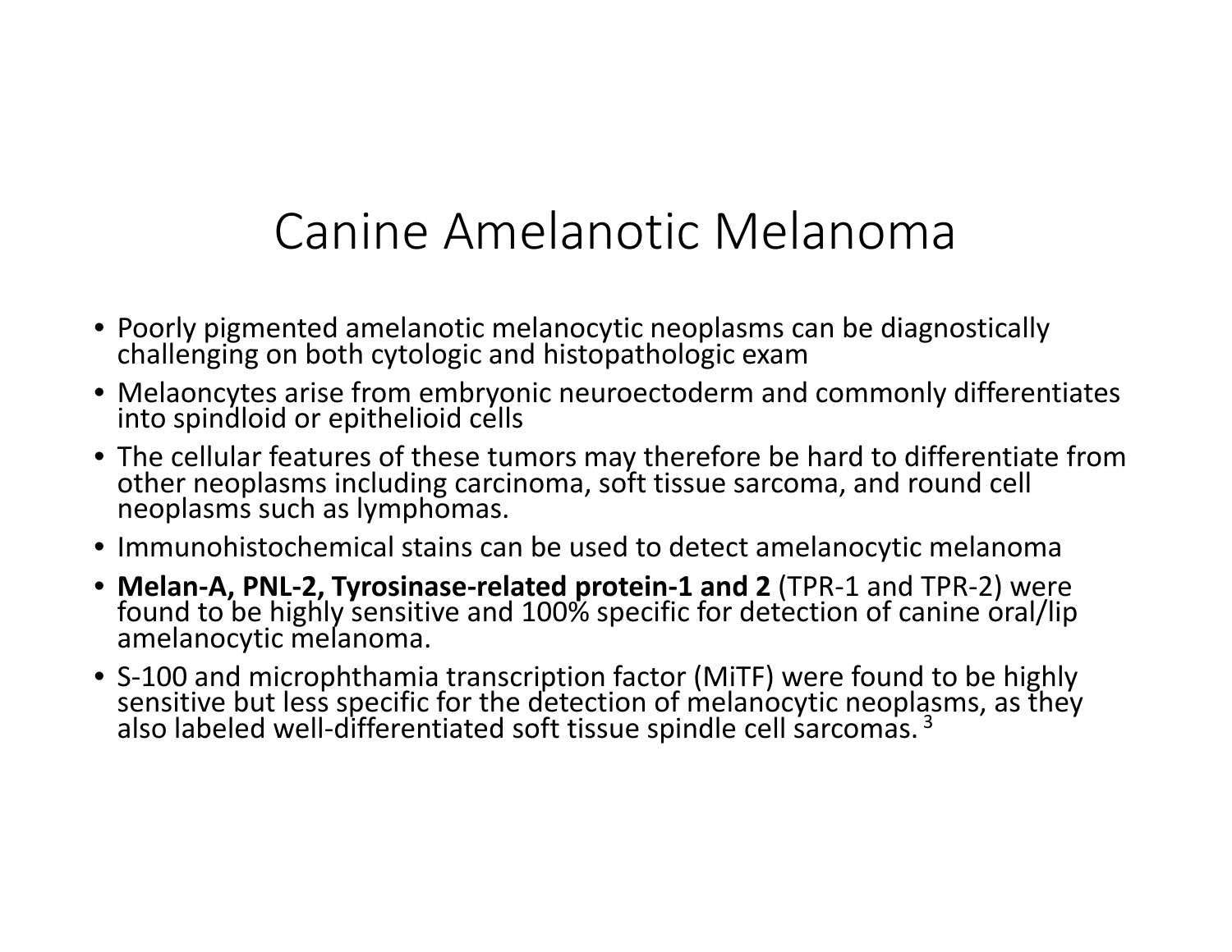# Canine Amelanotic Melanoma

- Poorly pigmented amelanotic melanocytic neoplasms can be diagnostically challenging on both cytologic and histopathologic exam
- Melaoncytes arise from embryonic neuroectoderm and commonly differentiates into spindloid or epithelioid cells
- The cellular features of these tumors may therefore be hard to differentiate from other neoplasms including carcinoma, soft tissue sarcoma, and round cell neoplasms such as lymphomas.
- Immunohistochemical stains can be used to detect amelanocytic melanoma
- **Melan-A, PNL-2, Tyrosinase-related protein-1 and 2** (TPR-1 and TPR-2) were found to be highly sensitive and 100% specific for detection of canine oral/lip amelanocytic melanoma.
- S-100 and microphthamia transcription factor (MiTF) were found to be highly sensitive but less specific for the detection of melanocytic neoplasms, as they also labeled well-differentiated soft tissue spindle cell sarcomas. [3]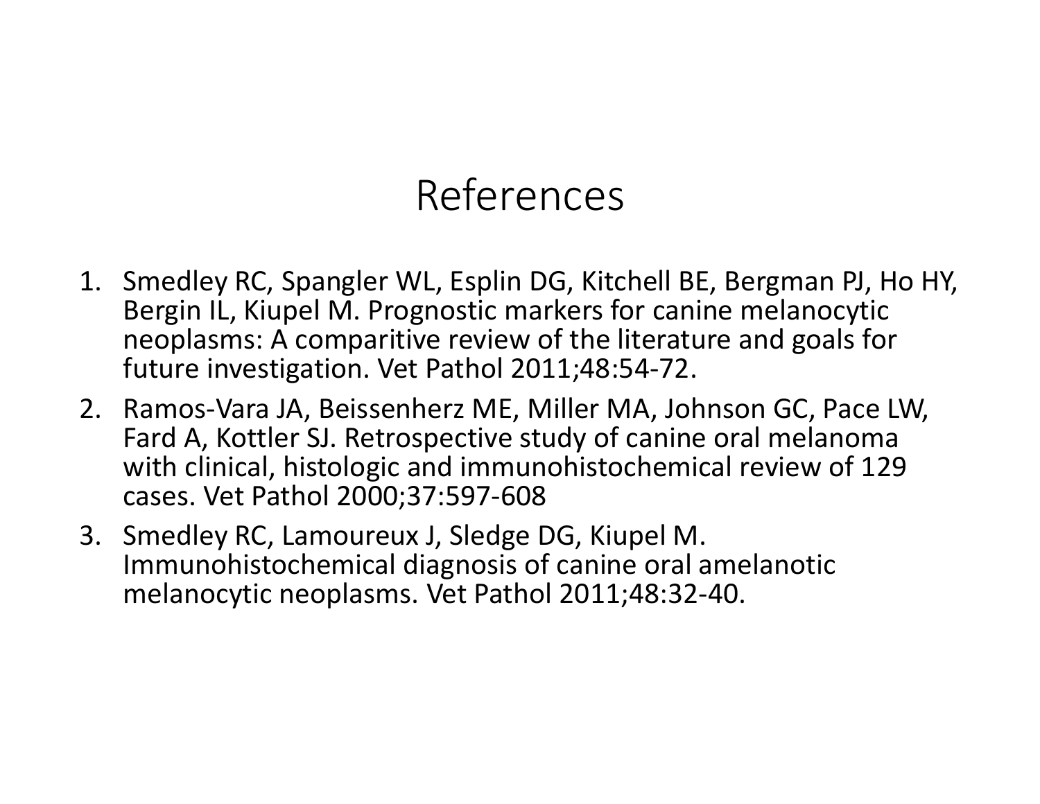# References

1. Smedley RC, Spangler WL, Esplin DG, Kitchell BE, Bergman PJ, Ho HY, Bergin IL, Kiupel M. Prognostic markers for canine melanocytic neoplasms: A comparitive review of the literature and goals for future investigation. Vet Pathol 2011;48:54-72.
2. Ramos-Vara JA, Beissenherz ME, Miller MA, Johnson GC, Pace LW, Fard A, Kottler SJ. Retrospective study of canine oral melanoma with clinical, histologic and immunohistochemical review of 129 cases. Vet Pathol 2000;37:597-608
3. Smedley RC, Lamoureux J, Sledge DG, Kiupel M. Immunohistochemical diagnosis of canine oral amelanotic melanocytic neoplasms. Vet Pathol 2011;48:32-40.